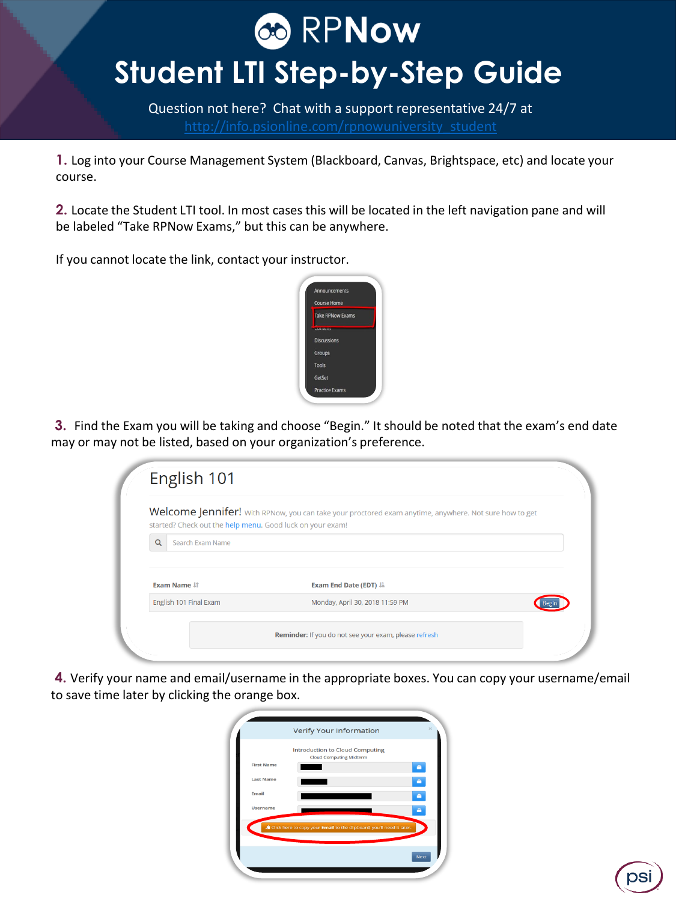# RPNow

# Student LTI Step-by-Step Guide

Question not here? Chat with a support representative 24/7 at [http://info.psionline.com/rpnowuniversity_student](http://info.psionline.com/rpnowuniversity_student)

**1.** Log into your Course Management System (Blackboard, Canvas, Brightspace, etc) and locate your course.

**2.** Locate the Student LTI tool. In most cases this will be located in the left navigation pane and will be labeled "Take RPNow Exams," but this can be anywhere.

If you cannot locate the link, contact your instructor.

**3.** Find the Exam you will be taking and choose "Begin." It should be noted that the exam's end date may or may not be listed, based on your organization's preference.

**4.** Verify your name and email/username in the appropriate boxes. You can copy your username/email to save time later by clicking the orange box.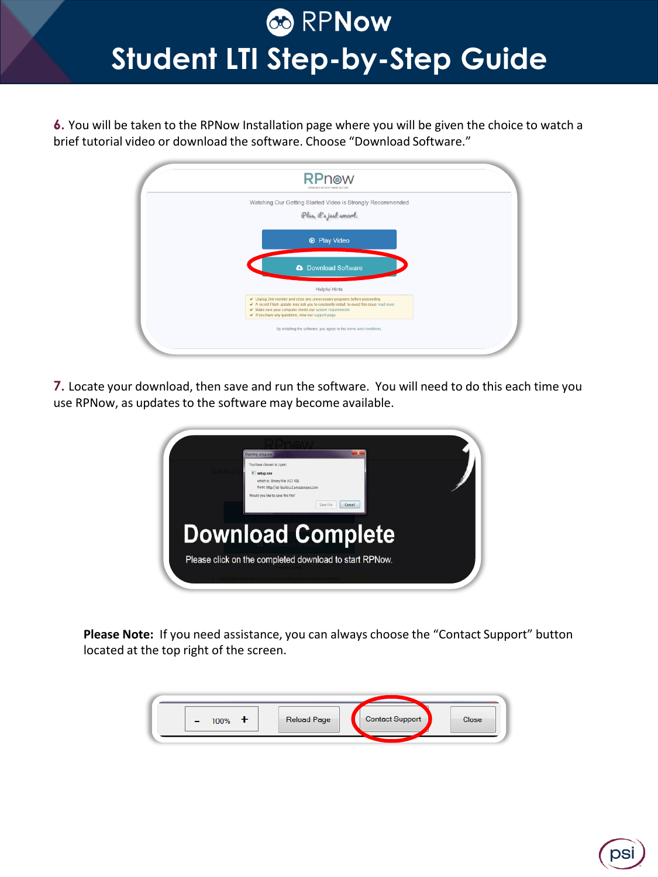# RPNow Student LTI Step-by-Step Guide

**6.** You will be taken to the RPNow Installation page where you will be given the choice to watch a brief tutorial video or download the software. Choose "Download Software."

**7.** Locate your download, then save and run the software. You will need to do this each time you use RPNow, as updates to the software may become available.

**Please Note:** If you need assistance, you can always choose the "Contact Support" button located at the top right of the screen.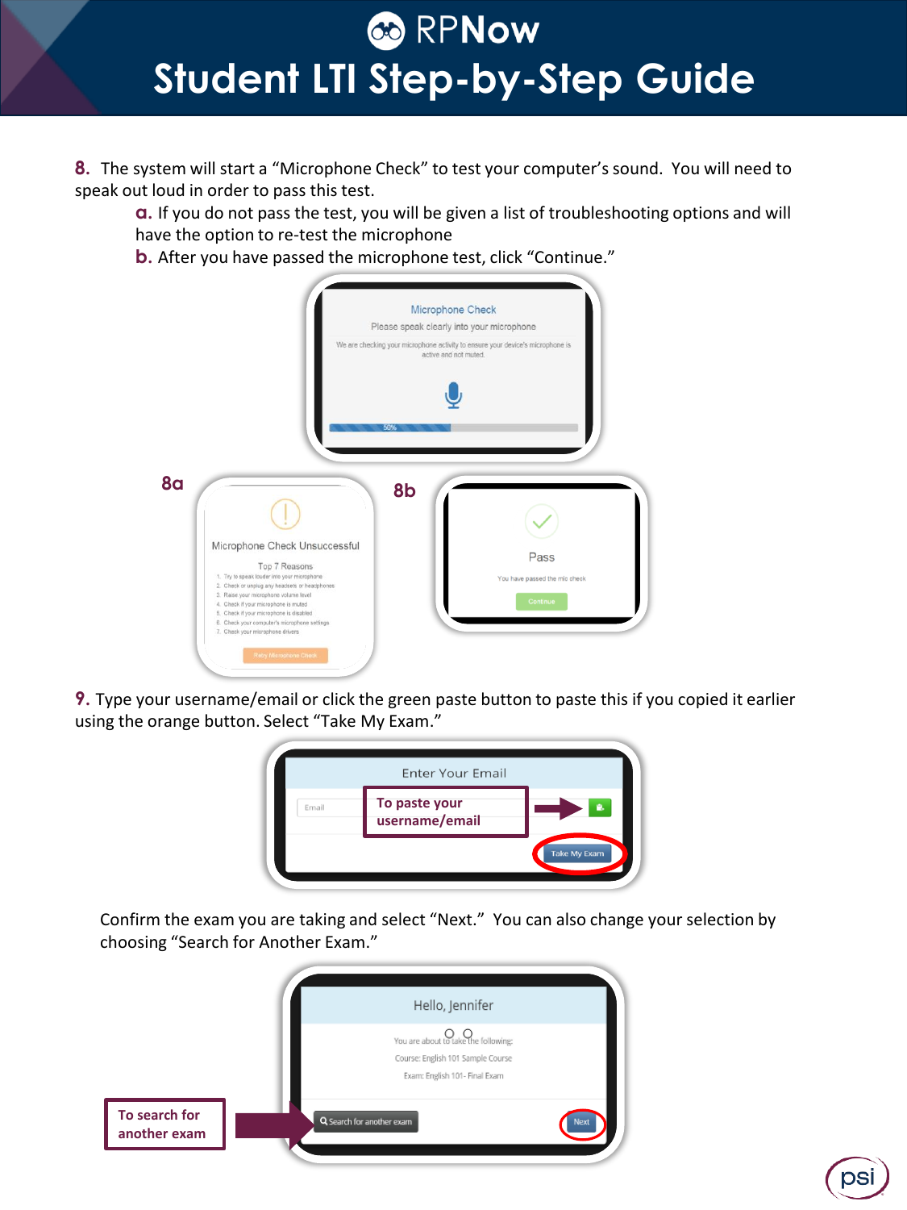8. The system will start a “Microphone Check” to test your computer’s sound. You will need to speak out loud in order to pass this test.

   a. If you do not pass the test, you will be given a list of troubleshooting options and will have the option to re-test the microphone

   b. After you have passed the microphone test, click “Continue.”

Microphone Check

Please speak clearly into your microphone

We are checking your microphone activity to ensure your device's microphone is active and not muted.

50%

**8a**

Microphone Check Unsuccessful

Top 7 Reasons

1. Try to speak louder into your microphone
2. Check or unplug any headsets or headphones
3. Raise your microphone volume level
4. Check if your microphone is muted
5. Check if your microphone is disabled
6. Check your computer's microphone settings
7. Check your microphone drivers

Retry Microphone Check

**8b**

Pass

You have passed the mic check

Continue

9. Type your username/email or click the green paste button to paste this if you copied it earlier using the orange button. Select “Take My Exam.”

Enter Your Email

Email

**To paste your username/email**

Take My Exam

Confirm the exam you are taking and select “Next.” You can also change your selection by choosing “Search for Another Exam.”

Hello, Jennifer

You are about to take the following:

Course: English 101 Sample Course

Exam: English 101 - Final Exam

**To search for another exam**

Search for another exam

Next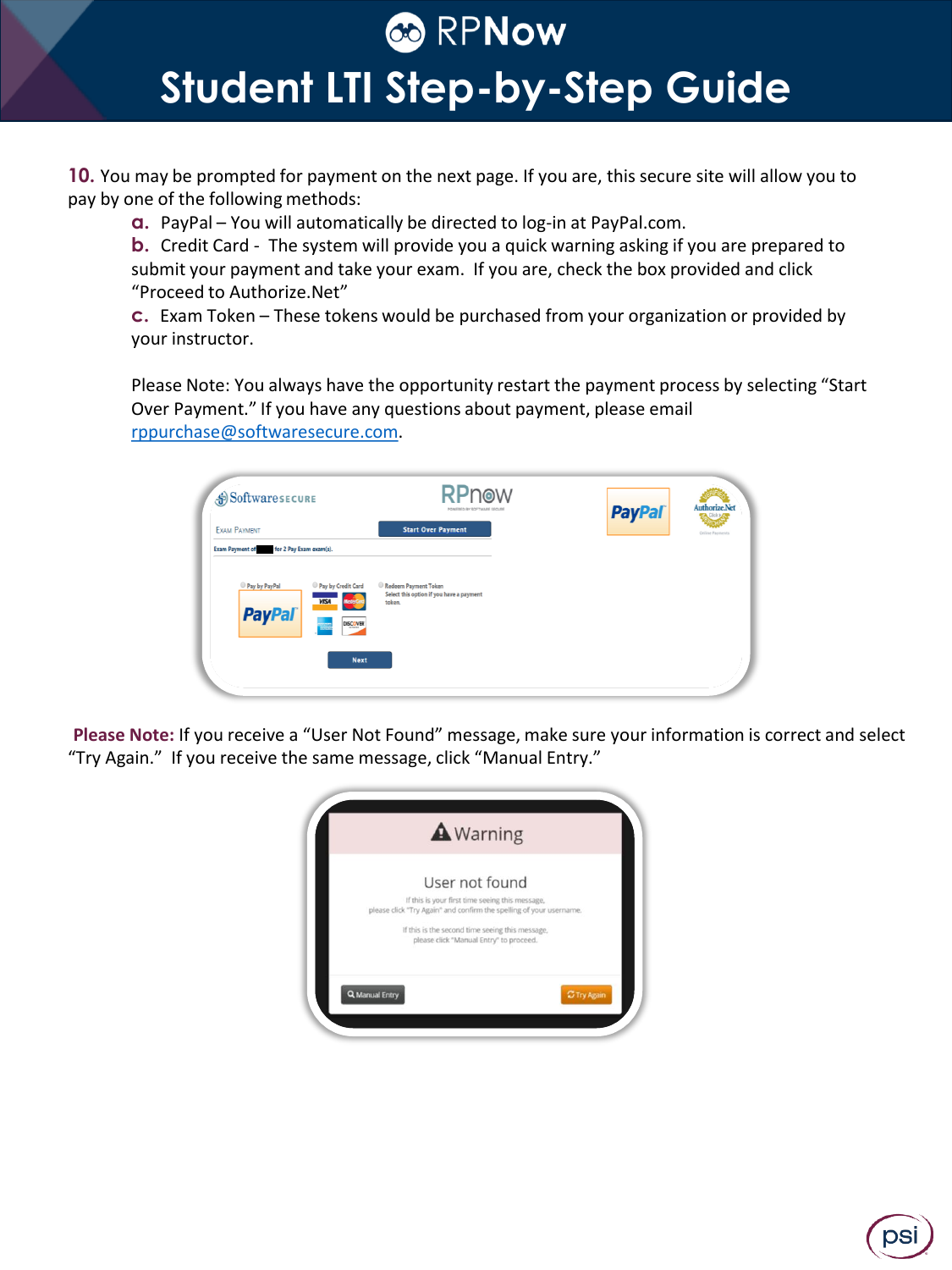10. You may be prompted for payment on the next page. If you are, this secure site will allow you to pay by one of the following methods:

   a. PayPal – You will automatically be directed to log-in at PayPal.com.

   b. Credit Card - The system will provide you a quick warning asking if you are prepared to submit your payment and take your exam. If you are, check the box provided and click "Proceed to Authorize.Net"

   c. Exam Token – These tokens would be purchased from your organization or provided by your instructor.

   Please Note: You always have the opportunity restart the payment process by selecting "Start Over Payment." If you have any questions about payment, please email rppurchase@softwaresecure.com.

**Please Note:** If you receive a "User Not Found" message, make sure your information is correct and select "Try Again." If you receive the same message, click "Manual Entry."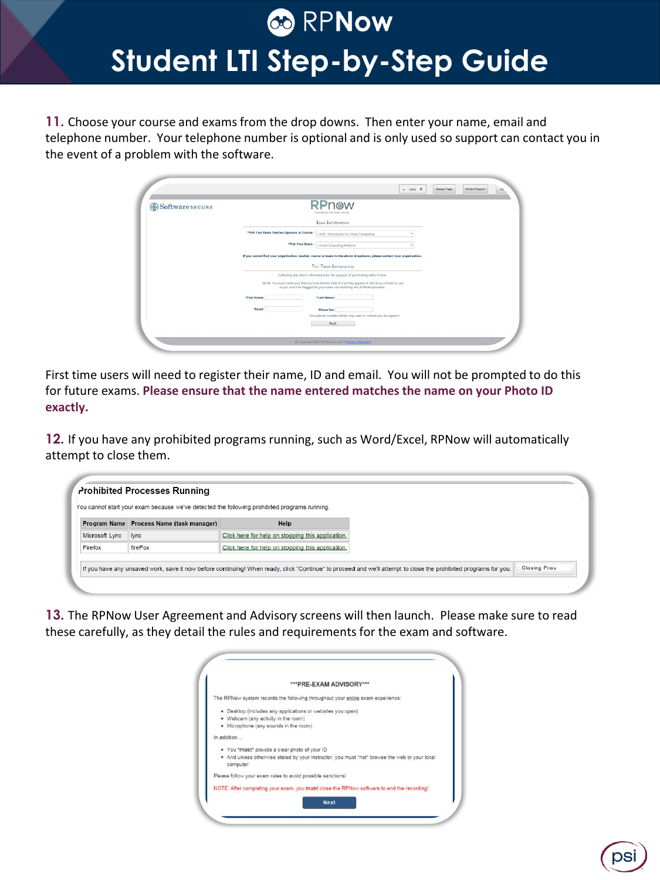# RPNow Student LTI Step-by-Step Guide

**11.** Choose your course and exams from the drop downs. Then enter your name, email and telephone number. Your telephone number is optional and is only used so support can contact you in the event of a problem with the software.

First time users will need to register their name, ID and email. You will not be prompted to do this for future exams. **Please ensure that the name entered matches the name on your Photo ID exactly.**

**12.** If you have any prohibited programs running, such as Word/Excel, RPNow will automatically attempt to close them.

**13.** The RPNow User Agreement and Advisory screens will then launch. Please make sure to read these carefully, as they detail the rules and requirements for the exam and software.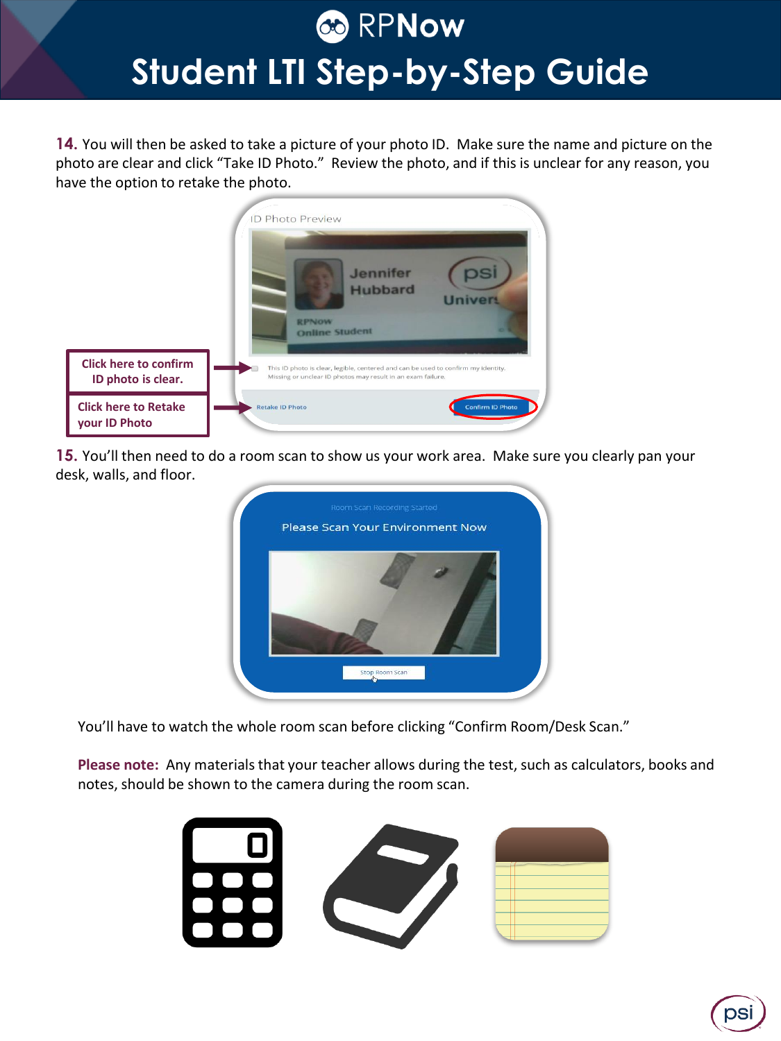**14.** You will then be asked to take a picture of your photo ID. Make sure the name and picture on the photo are clear and click “Take ID Photo.” Review the photo, and if this is unclear for any reason, you have the option to retake the photo.

Click here to confirm ID photo is clear.

Click here to Retake your ID Photo

**15.** You’ll then need to do a room scan to show us your work area. Make sure you clearly pan your desk, walls, and floor.

You’ll have to watch the whole room scan before clicking “Confirm Room/Desk Scan.”

**Please note:** Any materials that your teacher allows during the test, such as calculators, books and notes, should be shown to the camera during the room scan.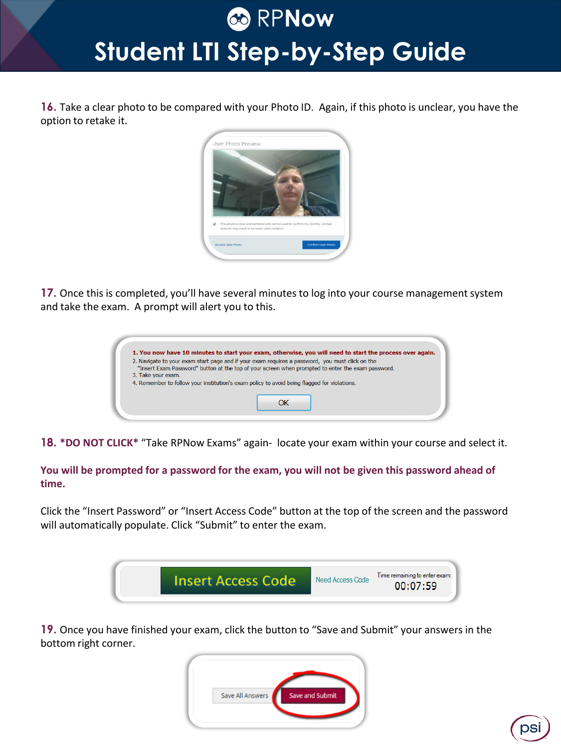16. Take a clear photo to be compared with your Photo ID. Again, if this photo is unclear, you have the option to retake it.

17. Once this is completed, you'll have several minutes to log into your course management system and take the exam. A prompt will alert you to this.

18. ***DO NOT CLICK*** "Take RPNow Exams" again- locate your exam within your course and select it.

**You will be prompted for a password for the exam, you will not be given this password ahead of time.**

Click the "Insert Password" or "Insert Access Code" button at the top of the screen and the password will automatically populate. Click "Submit" to enter the exam.

19. Once you have finished your exam, click the button to "Save and Submit" your answers in the bottom right corner.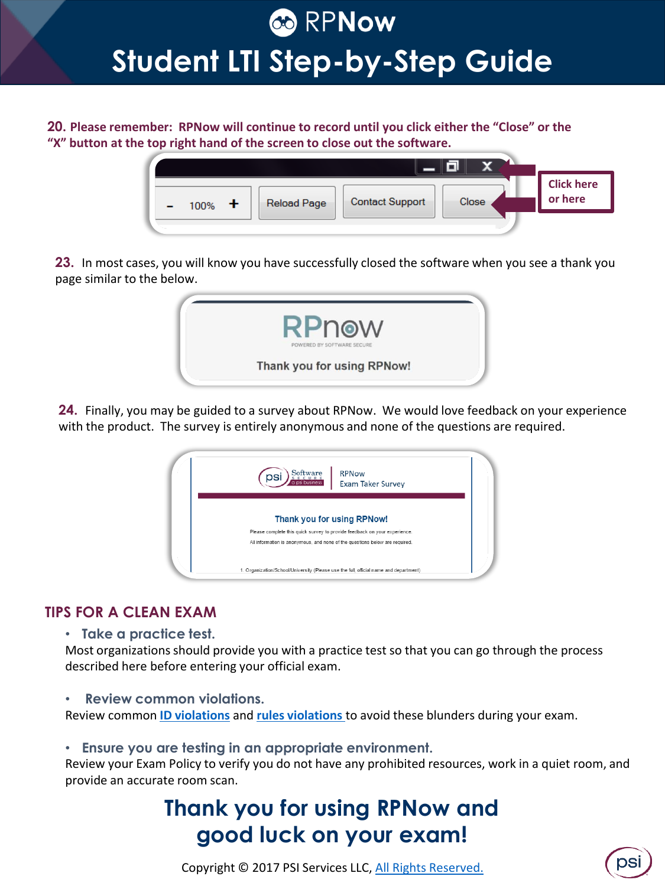# RPNow
# Student LTI Step-by-Step Guide

**20. Please remember: RPNow will continue to record until you click either the "Close" or the "X" button at the top right hand of the screen to close out the software.**

- 100% +

Reload Page

Contact Support

Close

Click here or here

**23.** In most cases, you will know you have successfully closed the software when you see a thank you page similar to the below.

RPnow

POWERED BY SOFTWARE SECURE

Thank you for using RPNow!

**24.** Finally, you may be guided to a survey about RPNow. We would love feedback on your experience with the product. The survey is entirely anonymous and none of the questions are required.

psi Software Secure a psi business | RPNow Exam Taker Survey

Thank you for using RPNow!

Please complete this quick survey to provide feedback on your experience.

All information is anonymous, and none of the questions below are required.

1. Organization/School/University (Please use the full, official name and department)

## TIPS FOR A CLEAN EXAM

- **Take a practice test.**
  Most organizations should provide you with a practice test so that you can go through the process described here before entering your official exam.

- **Review common violations.**
  Review common ID violations and rules violations to avoid these blunders during your exam.

- **Ensure you are testing in an appropriate environment.**
  Review your Exam Policy to verify you do not have any prohibited resources, work in a quiet room, and provide an accurate room scan.

## Thank you for using RPNow and good luck on your exam!

Copyright © 2017 PSI Services LLC, All Rights Reserved.